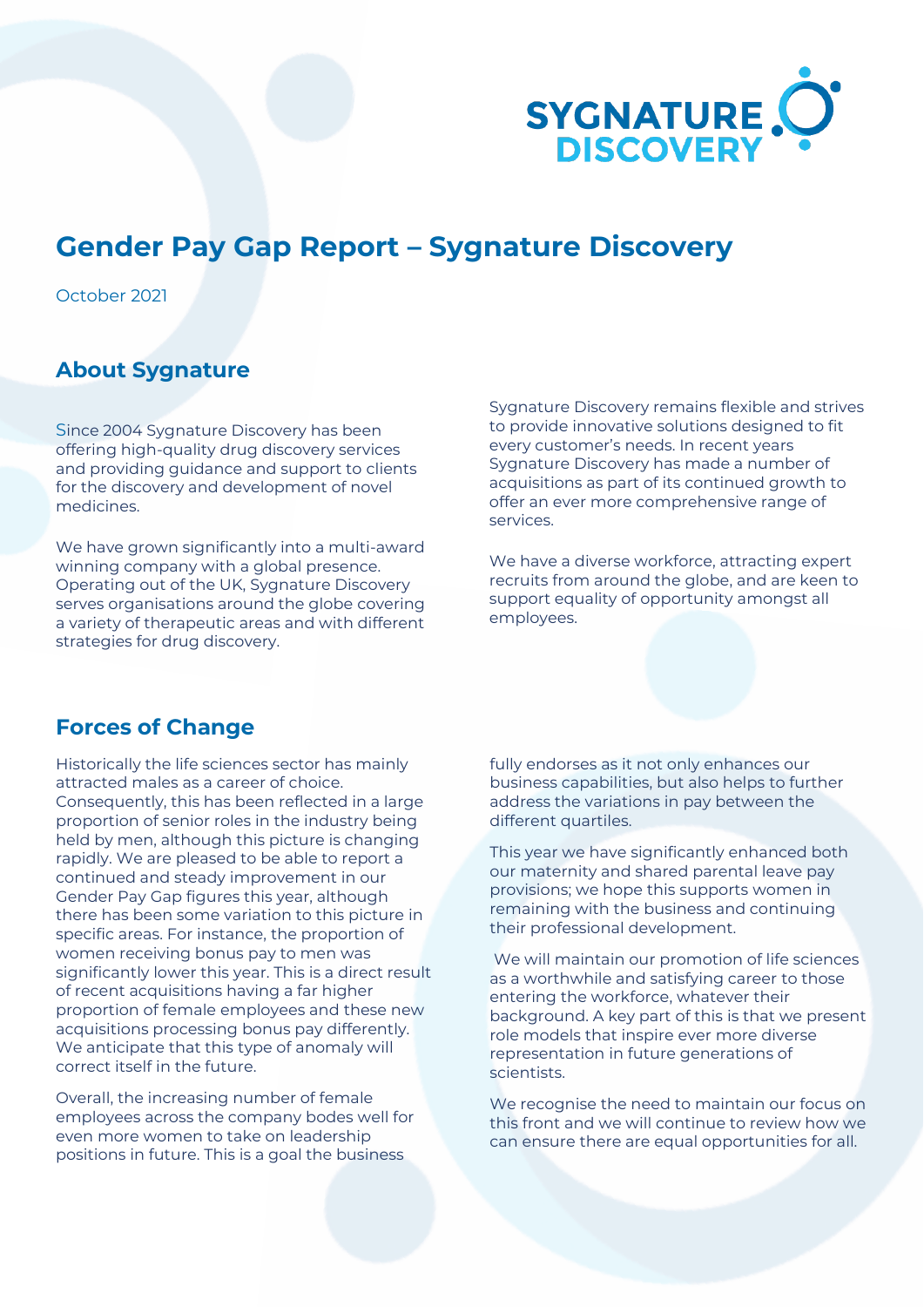# Gender Pay Gap Report – Sygnature Discovery

October 2021

## About Sygnature

Since 2004 Sygnature Discovery has been offering high-quality drug discovery services and providing guidance and support to clients for the discovery and development of novel medicines.

We have grown significantly into a multi-award winning company with a global presence. Operating out of the UK, Sygnature Discovery serves organisations around the globe covering a variety of therapeutic areas and with different strategies for drug discovery.

Sygnature Discovery remains flexible and strives to provide innovative solutions designed to fit every customer's needs. In recent years Sygnature Discovery has made a number of acquisitions as part of its continued growth to offer an ever more comprehensive range of services.

We have a diverse workforce, attracting expert recruits from around the globe, and are keen to support equality of opportunity amongst all employees.

## Forces of Change

Historically the life sciences sector has mainly attracted males as a career of choice. Consequently, this has been reflected in a large proportion of senior roles in the industry being held by men, although this picture is changing rapidly. We are pleased to be able to report a continued and steady improvement in our Gender Pay Gap figures this year, although there has been some variation to this picture in specific areas. For instance, the proportion of women receiving bonus pay to men was significantly lower this year. This is a direct result of recent acquisitions having a far higher proportion of female employees and these new acquisitions processing bonus pay differently. We anticipate that this type of anomaly will correct itself in the future.

Overall, the increasing number of female employees across the company bodes well for even more women to take on leadership positions in future. This is a goal the business fully endorses as it not only enhances our business capabilities, but also helps to further address the variations in pay between the different quartiles.

This year we have significantly enhanced both our maternity and shared parental leave pay provisions; we hope this supports women in remaining with the business and continuing their professional development.

We will maintain our promotion of life sciences as a worthwhile and satisfying career to those entering the workforce, whatever their background. A key part of this is that we present role models that inspire ever more diverse representation in future generations of scientists.

We recognise the need to maintain our focus on this front and we will continue to review how we can ensure there are equal opportunities for all.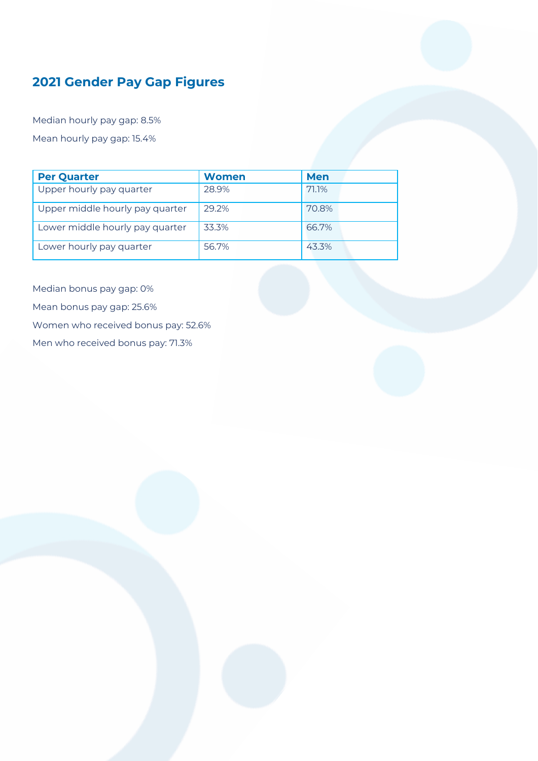## 2021 Gender Pay Gap Figures

Median hourly pay gap: 8.5%

Mean hourly pay gap: 15.4%

| Per Quarter | Women | Men |
| --- | --- | --- |
| Upper hourly pay quarter | 28.9% | 71.1% |
| Upper middle hourly pay quarter | 29.2% | 70.8% |
| Lower middle hourly pay quarter | 33.3% | 66.7% |
| Lower hourly pay quarter | 56.7% | 43.3% |

Median bonus pay gap: 0%

Mean bonus pay gap: 25.6%

Women who received bonus pay: 52.6%

Men who received bonus pay: 71.3%